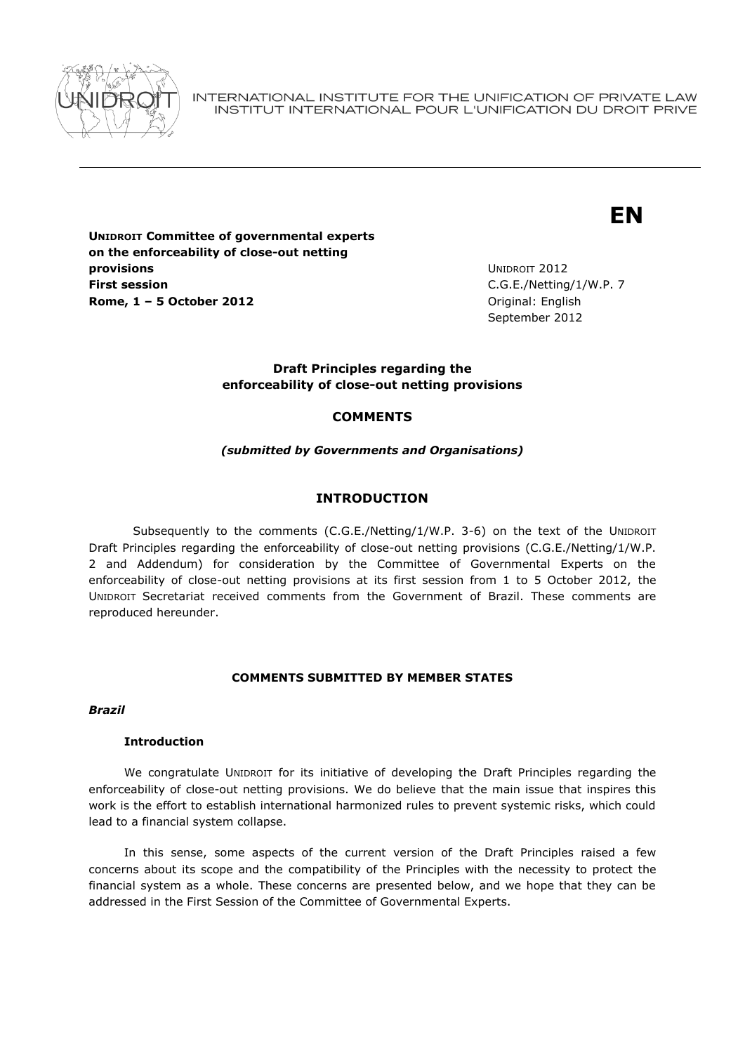INTERNATIONAL INSTITUTE FOR THE UNIFICATION OF PRIVATE LAW
INSTITUT INTERNATIONAL POUR L'UNIFICATION DU DROIT PRIVE

**EN**

**UNIDROIT Committee of governmental experts on the enforceability of close-out netting provisions**
**First session**
**Rome, 1 – 5 October 2012**

UNIDROIT 2012
C.G.E./Netting/1/W.P. 7
Original: English
September 2012

**Draft Principles regarding the enforceability of close-out netting provisions**

**COMMENTS**

***(submitted by Governments and Organisations)***

## INTRODUCTION

Subsequently to the comments (C.G.E./Netting/1/W.P. 3-6) on the text of the UNIDROIT Draft Principles regarding the enforceability of close-out netting provisions (C.G.E./Netting/1/W.P. 2 and Addendum) for consideration by the Committee of Governmental Experts on the enforceability of close-out netting provisions at its first session from 1 to 5 October 2012, the UNIDROIT Secretariat received comments from the Government of Brazil. These comments are reproduced hereunder.

### COMMENTS SUBMITTED BY MEMBER STATES

***Brazil***

**Introduction**

We congratulate UNIDROIT for its initiative of developing the Draft Principles regarding the enforceability of close-out netting provisions. We do believe that the main issue that inspires this work is the effort to establish international harmonized rules to prevent systemic risks, which could lead to a financial system collapse.

In this sense, some aspects of the current version of the Draft Principles raised a few concerns about its scope and the compatibility of the Principles with the necessity to protect the financial system as a whole. These concerns are presented below, and we hope that they can be addressed in the First Session of the Committee of Governmental Experts.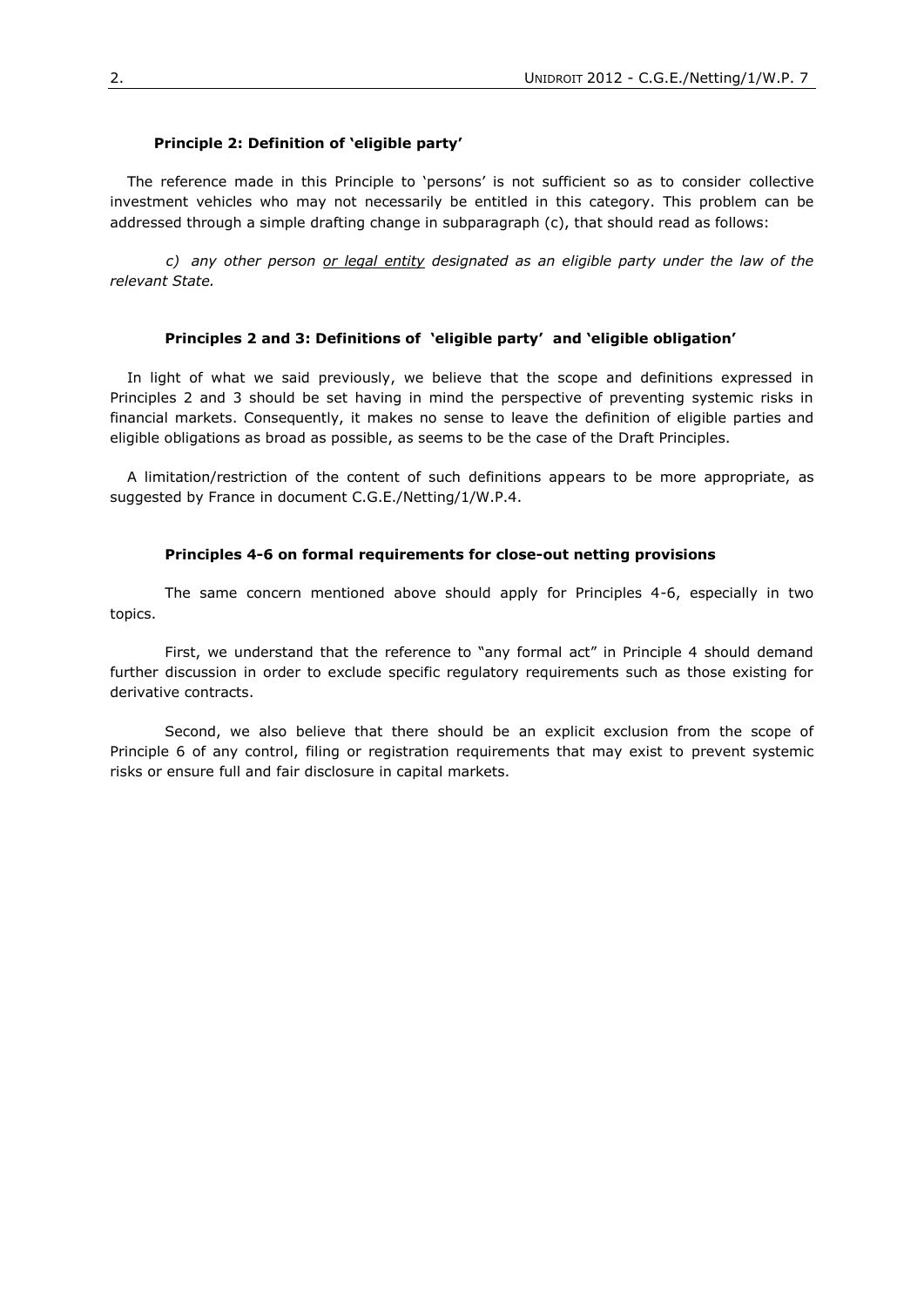**Principle 2: Definition of 'eligible party'**

The reference made in this Principle to 'persons' is not sufficient so as to consider collective investment vehicles who may not necessarily be entitled in this category. This problem can be addressed through a simple drafting change in subparagraph (c), that should read as follows:

*c) any other person <u>or legal entity</u> designated as an eligible party under the law of the relevant State.*

**Principles 2 and 3: Definitions of 'eligible party' and 'eligible obligation'**

In light of what we said previously, we believe that the scope and definitions expressed in Principles 2 and 3 should be set having in mind the perspective of preventing systemic risks in financial markets. Consequently, it makes no sense to leave the definition of eligible parties and eligible obligations as broad as possible, as seems to be the case of the Draft Principles.

A limitation/restriction of the content of such definitions appears to be more appropriate, as suggested by France in document C.G.E./Netting/1/W.P.4.

**Principles 4-6 on formal requirements for close-out netting provisions**

The same concern mentioned above should apply for Principles 4-6, especially in two topics.

First, we understand that the reference to "any formal act" in Principle 4 should demand further discussion in order to exclude specific regulatory requirements such as those existing for derivative contracts.

Second, we also believe that there should be an explicit exclusion from the scope of Principle 6 of any control, filing or registration requirements that may exist to prevent systemic risks or ensure full and fair disclosure in capital markets.